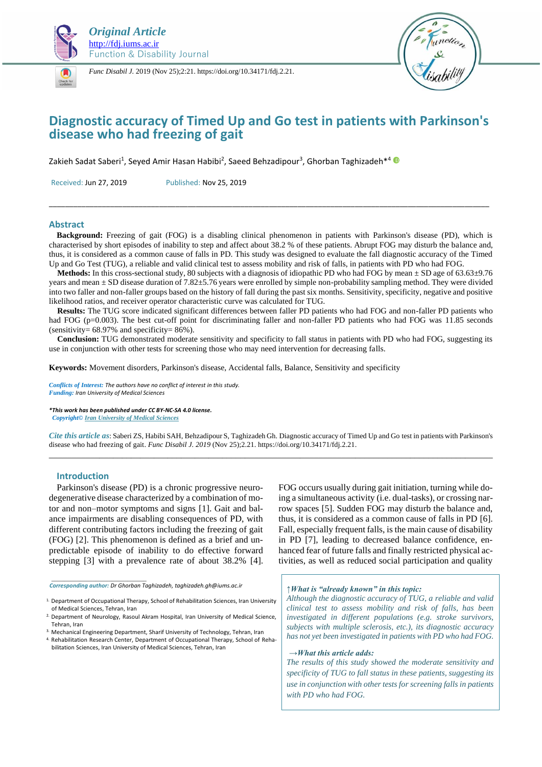**Original Article**
http://fdj.iums.ac.ir
Function & Disability Journal

*Func Disabil J.* 2019 (Nov 25);2:21. https://doi.org/10.34171/fdj.2.21.

# Diagnostic accuracy of Timed Up and Go test in patients with Parkinson's disease who had freezing of gait

Zakieh Sadat Saberi[1], Seyed Amir Hasan Habibi[2], Saeed Behzadipour[3], Ghorban Taghizadeh*[4]

Received: Jun 27, 2019    Published: Nov 25, 2019

## Abstract

**Background:** Freezing of gait (FOG) is a disabling clinical phenomenon in patients with Parkinson's disease (PD), which is characterised by short episodes of inability to step and affect about 38.2 % of these patients. Abrupt FOG may disturb the balance and, thus, it is considered as a common cause of falls in PD. This study was designed to evaluate the fall diagnostic accuracy of the Timed Up and Go Test (TUG), a reliable and valid clinical test to assess mobility and risk of falls, in patients with PD who had FOG.

**Methods:** In this cross-sectional study, 80 subjects with a diagnosis of idiopathic PD who had FOG by mean ± SD age of 63.63±9.76 years and mean ± SD disease duration of 7.82±5.76 years were enrolled by simple non-probability sampling method. They were divided into two faller and non-faller groups based on the history of fall during the past six months. Sensitivity, specificity, negative and positive likelihood ratios, and receiver operator characteristic curve was calculated for TUG.

**Results:** The TUG score indicated significant differences between faller PD patients who had FOG and non-faller PD patients who had FOG (p=0.003). The best cut-off point for discriminating faller and non-faller PD patients who had FOG was 11.85 seconds (sensitivity= 68.97% and specificity= 86%).

**Conclusion:** TUG demonstrated moderate sensitivity and specificity to fall status in patients with PD who had FOG, suggesting its use in conjunction with other tests for screening those who may need intervention for decreasing falls.

**Keywords:** Movement disorders, Parkinson's disease, Accidental falls, Balance, Sensitivity and specificity

*Conflicts of Interest: The authors have no conflict of interest in this study.*
*Funding: Iran University of Medical Sciences*

***This work has been published under CC BY-NC-SA 4.0 license.***
*Copyright© Iran University of Medical Sciences*

*Cite this article as*: Saberi ZS, Habibi SAH, Behzadipour S, Taghizadeh Gh. Diagnostic accuracy of Timed Up and Go test in patients with Parkinson's disease who had freezing of gait. *Func Disabil J. 2019* (Nov 25);2.21. https://doi.org/10.34171/fdj.2.21.

## Introduction

Parkinson's disease (PD) is a chronic progressive neuro-degenerative disease characterized by a combination of motor and non–motor symptoms and signs [1]. Gait and balance impairments are disabling consequences of PD, with different contributing factors including the freezing of gait (FOG) [2]. This phenomenon is defined as a brief and unpredictable episode of inability to do effective forward stepping [3] with a prevalence rate of about 38.2% [4]. FOG occurs usually during gait initiation, turning while doing a simultaneous activity (i.e. dual-tasks), or crossing narrow spaces [5]. Sudden FOG may disturb the balance and, thus, it is considered as a common cause of falls in PD [6]. Fall, especially frequent falls, is the main cause of disability in PD [7], leading to decreased balance confidence, enhanced fear of future falls and finally restricted physical activities, as well as reduced social participation and quality

*↑What is "already known" in this topic:*
*Although the diagnostic accuracy of TUG, a reliable and valid clinical test to assess mobility and risk of falls, has been investigated in different populations (e.g. stroke survivors, subjects with multiple sclerosis, etc.), its diagnostic accuracy has not yet been investigated in patients with PD who had FOG.*

*→What this article adds:*
*The results of this study showed the moderate sensitivity and specificity of TUG to fall status in these patients, suggesting its use in conjunction with other tests for screening falls in patients with PD who had FOG.*

*Corresponding author: Dr Ghorban Taghizadeh, taghizadeh.gh@iums.ac.ir*

1. Department of Occupational Therapy, School of Rehabilitation Sciences, Iran University of Medical Sciences, Tehran, Iran
2. Department of Neurology, Rasoul Akram Hospital, Iran University of Medical Science, Tehran, Iran
3. Mechanical Engineering Department, Sharif University of Technology, Tehran, Iran
4. Rehabilitation Research Center, Department of Occupational Therapy, School of Rehabilitation Sciences, Iran University of Medical Sciences, Tehran, Iran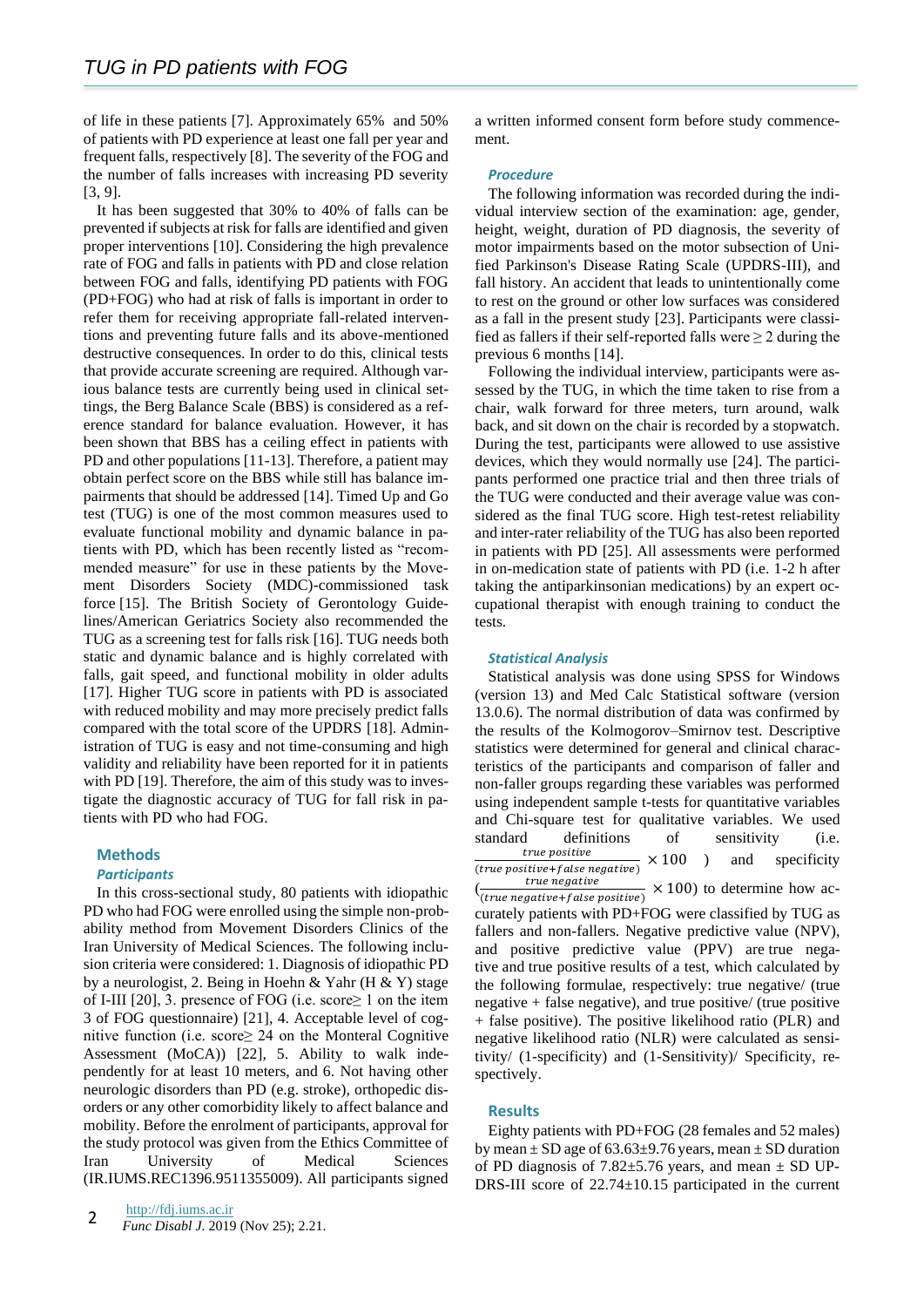of life in these patients [7]. Approximately 65% and 50% of patients with PD experience at least one fall per year and frequent falls, respectively [8]. The severity of the FOG and the number of falls increases with increasing PD severity [3, 9].

It has been suggested that 30% to 40% of falls can be prevented if subjects at risk for falls are identified and given proper interventions [10]. Considering the high prevalence rate of FOG and falls in patients with PD and close relation between FOG and falls, identifying PD patients with FOG (PD+FOG) who had at risk of falls is important in order to refer them for receiving appropriate fall-related interventions and preventing future falls and its above-mentioned destructive consequences. In order to do this, clinical tests that provide accurate screening are required. Although various balance tests are currently being used in clinical settings, the Berg Balance Scale (BBS) is considered as a reference standard for balance evaluation. However, it has been shown that BBS has a ceiling effect in patients with PD and other populations [11-13]. Therefore, a patient may obtain perfect score on the BBS while still has balance impairments that should be addressed [14]. Timed Up and Go test (TUG) is one of the most common measures used to evaluate functional mobility and dynamic balance in patients with PD, which has been recently listed as "recommended measure" for use in these patients by the Movement Disorders Society (MDC)-commissioned task force [15]. The British Society of Gerontology Guidelines/American Geriatrics Society also recommended the TUG as a screening test for falls risk [16]. TUG needs both static and dynamic balance and is highly correlated with falls, gait speed, and functional mobility in older adults [17]. Higher TUG score in patients with PD is associated with reduced mobility and may more precisely predict falls compared with the total score of the UPDRS [18]. Administration of TUG is easy and not time-consuming and high validity and reliability have been reported for it in patients with PD [19]. Therefore, the aim of this study was to investigate the diagnostic accuracy of TUG for fall risk in patients with PD who had FOG.

## Methods

### Participants

In this cross-sectional study, 80 patients with idiopathic PD who had FOG were enrolled using the simple non-probability method from Movement Disorders Clinics of the Iran University of Medical Sciences. The following inclusion criteria were considered: 1. Diagnosis of idiopathic PD by a neurologist, 2. Being in Hoehn & Yahr (H & Y) stage of I-III [20], 3. presence of FOG (i.e. score≥ 1 on the item 3 of FOG questionnaire) [21], 4. Acceptable level of cognitive function (i.e. score≥ 24 on the Monteral Cognitive Assessment (MoCA)) [22], 5. Ability to walk independently for at least 10 meters, and 6. Not having other neurologic disorders than PD (e.g. stroke), orthopedic disorders or any other comorbidity likely to affect balance and mobility. Before the enrolment of participants, approval for the study protocol was given from the Ethics Committee of Iran University of Medical Sciences (IR.IUMS.REC1396.9511355009). All participants signed a written informed consent form before study commencement.

### Procedure

The following information was recorded during the individual interview section of the examination: age, gender, height, weight, duration of PD diagnosis, the severity of motor impairments based on the motor subsection of Unified Parkinson's Disease Rating Scale (UPDRS-III), and fall history. An accident that leads to unintentionally come to rest on the ground or other low surfaces was considered as a fall in the present study [23]. Participants were classified as fallers if their self-reported falls were ≥ 2 during the previous 6 months [14].

Following the individual interview, participants were assessed by the TUG, in which the time taken to rise from a chair, walk forward for three meters, turn around, walk back, and sit down on the chair is recorded by a stopwatch. During the test, participants were allowed to use assistive devices, which they would normally use [24]. The participants performed one practice trial and then three trials of the TUG were conducted and their average value was considered as the final TUG score. High test-retest reliability and inter-rater reliability of the TUG has also been reported in patients with PD [25]. All assessments were performed in on-medication state of patients with PD (i.e. 1-2 h after taking the antiparkinsonian medications) by an expert occupational therapist with enough training to conduct the tests.

### Statistical Analysis

Statistical analysis was done using SPSS for Windows (version 13) and Med Calc Statistical software (version 13.0.6). The normal distribution of data was confirmed by the results of the Kolmogorov–Smirnov test. Descriptive statistics were determined for general and clinical characteristics of the participants and comparison of faller and non-faller groups regarding these variables was performed using independent sample t-tests for quantitative variables and Chi-square test for qualitative variables. We used standard definitions of sensitivity (i.e. $\frac{true\ positive}{(true\ positive+false\ negative)} \times 100$ ) and specificity ( $\frac{true\ negative}{(true\ negative+false\ positive)} \times 100$) to determine how accurately patients with PD+FOG were classified by TUG as fallers and non-fallers. Negative predictive value (NPV), and positive predictive value (PPV) are true negative and true positive results of a test, which calculated by the following formulae, respectively: true negative/ (true negative + false negative), and true positive/ (true positive + false positive). The positive likelihood ratio (PLR) and negative likelihood ratio (NLR) were calculated as sensitivity/ (1-specificity) and (1-Sensitivity)/ Specificity, respectively.

## Results

Eighty patients with PD+FOG (28 females and 52 males) by mean ± SD age of 63.63±9.76 years, mean ± SD duration of PD diagnosis of 7.82±5.76 years, and mean ± SD UPDRS-III score of 22.74±10.15 participated in the current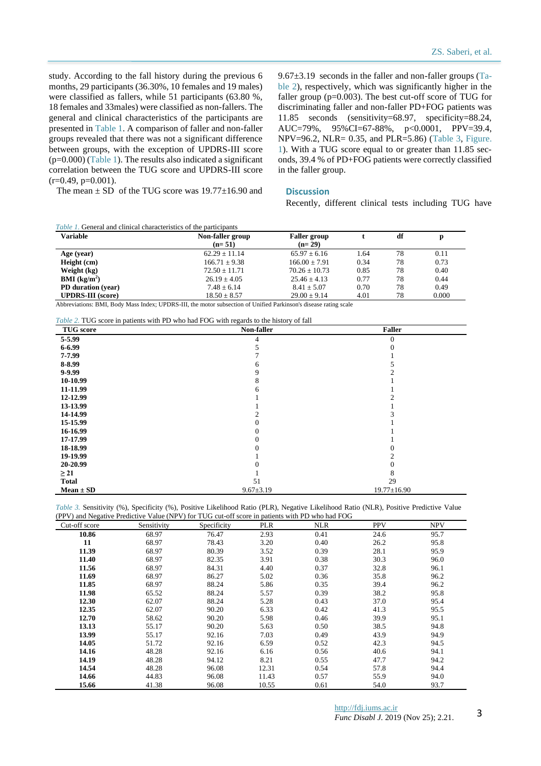study. According to the fall history during the previous 6 months, 29 participants (36.30%, 10 females and 19 males) were classified as fallers, while 51 participants (63.80 %, 18 females and 33males) were classified as non-fallers. The general and clinical characteristics of the participants are presented in Table 1. A comparison of faller and non-faller groups revealed that there was not a significant difference between groups, with the exception of UPDRS-III score (p=0.000) (Table 1). The results also indicated a significant correlation between the TUG score and UPDRS-III score (r=0.49, p=0.001).

The mean ± SD of the TUG score was 19.77±16.90 and 9.67±3.19 seconds in the faller and non-faller groups (Table 2), respectively, which was significantly higher in the faller group (p=0.003). The best cut-off score of TUG for discriminating faller and non-faller PD+FOG patients was 11.85 seconds (sensitivity=68.97, specificity=88.24, AUC=79%, 95%CI=67-88%, p<0.0001, PPV=39.4, NPV=96.2, NLR= 0.35, and PLR=5.86) (Table 3, Figure. 1). With a TUG score equal to or greater than 11.85 seconds, 39.4 % of PD+FOG patients were correctly classified in the faller group.

## Discussion

Recently, different clinical tests including TUG have

*Table 1.* General and clinical characteristics of the participants

| Variable | Non-faller group (n= 51) | Faller group (n= 29) | t | df | p |
|---|---|---|---|---|---|
| **Age (year)** | 62.29 ± 11.14 | 65.97 ± 6.16 | 1.64 | 78 | 0.11 |
| **Height (cm)** | 166.71 ± 9.38 | 166.00 ± 7.91 | 0.34 | 78 | 0.73 |
| **Weight (kg)** | 72.50 ± 11.71 | 70.26 ± 10.73 | 0.85 | 78 | 0.40 |
| **BMI (kg/m²)** | 26.19 ± 4.05 | 25.46 ± 4.13 | 0.77 | 78 | 0.44 |
| **PD duration (year)** | 7.48 ± 6.14 | 8.41 ± 5.07 | 0.70 | 78 | 0.49 |
| **UPDRS-III (score)** | 18.50 ± 8.57 | 29.00 ± 9.14 | 4.01 | 78 | 0.000 |

Abbreviations: BMI, Body Mass Index; UPDRS-III, the motor subsection of Unified Parkinson's disease rating scale

*Table 2.* TUG score in patients with PD who had FOG with regards to the history of fall

| TUG score | Non-faller | Faller |
|---|---|---|
| **5-5.99** | 4 | 0 |
| **6-6.99** | 5 | 0 |
| **7-7.99** | 7 | 1 |
| **8-8.99** | 6 | 5 |
| **9-9.99** | 9 | 2 |
| **10-10.99** | 8 | 1 |
| **11-11.99** | 6 | 1 |
| **12-12.99** | 1 | 2 |
| **13-13.99** | 1 | 1 |
| **14-14.99** | 2 | 3 |
| **15-15.99** | 0 | 1 |
| **16-16.99** | 0 | 1 |
| **17-17.99** | 0 | 1 |
| **18-18.99** | 0 | 0 |
| **19-19.99** | 1 | 2 |
| **20-20.99** | 0 | 0 |
| **≥ 21** | 1 | 8 |
| **Total** | 51 | 29 |
| **Mean ± SD** | 9.67±3.19 | 19.77±16.90 |

*Table 3.* Sensitivity (%), Specificity (%), Positive Likelihood Ratio (PLR), Negative Likelihood Ratio (NLR), Positive Predictive Value (PPV) and Negative Predictive Value (NPV) for TUG cut-off score in patients with PD who had FOG

| Cut-off score | Sensitivity | Specificity | PLR | NLR | PPV | NPV |
|---|---|---|---|---|---|---|
| **10.86** | 68.97 | 76.47 | 2.93 | 0.41 | 24.6 | 95.7 |
| **11** | 68.97 | 78.43 | 3.20 | 0.40 | 26.2 | 95.8 |
| **11.39** | 68.97 | 80.39 | 3.52 | 0.39 | 28.1 | 95.9 |
| **11.40** | 68.97 | 82.35 | 3.91 | 0.38 | 30.3 | 96.0 |
| **11.56** | 68.97 | 84.31 | 4.40 | 0.37 | 32.8 | 96.1 |
| **11.69** | 68.97 | 86.27 | 5.02 | 0.36 | 35.8 | 96.2 |
| **11.85** | 68.97 | 88.24 | 5.86 | 0.35 | 39.4 | 96.2 |
| **11.98** | 65.52 | 88.24 | 5.57 | 0.39 | 38.2 | 95.8 |
| **12.30** | 62.07 | 88.24 | 5.28 | 0.43 | 37.0 | 95.4 |
| **12.35** | 62.07 | 90.20 | 6.33 | 0.42 | 41.3 | 95.5 |
| **12.70** | 58.62 | 90.20 | 5.98 | 0.46 | 39.9 | 95.1 |
| **13.13** | 55.17 | 90.20 | 5.63 | 0.50 | 38.5 | 94.8 |
| **13.99** | 55.17 | 92.16 | 7.03 | 0.49 | 43.9 | 94.9 |
| **14.05** | 51.72 | 92.16 | 6.59 | 0.52 | 42.3 | 94.5 |
| **14.16** | 48.28 | 92.16 | 6.16 | 0.56 | 40.6 | 94.1 |
| **14.19** | 48.28 | 94.12 | 8.21 | 0.55 | 47.7 | 94.2 |
| **14.54** | 48.28 | 96.08 | 12.31 | 0.54 | 57.8 | 94.4 |
| **14.66** | 44.83 | 96.08 | 11.43 | 0.57 | 55.9 | 94.0 |
| **15.66** | 41.38 | 96.08 | 10.55 | 0.61 | 54.0 | 93.7 |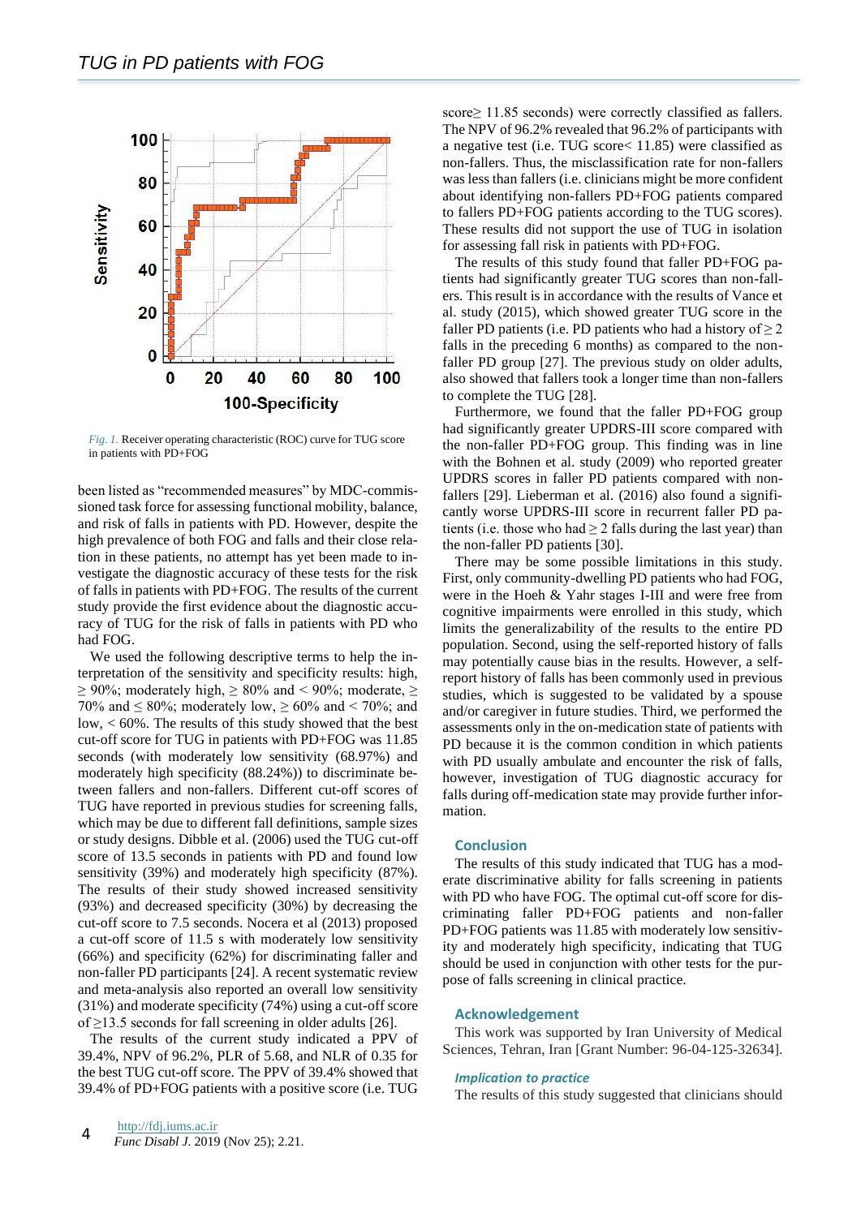Fig. 1. Receiver operating characteristic (ROC) curve for TUG score in patients with PD+FOG

been listed as "recommended measures" by MDC-commissioned task force for assessing functional mobility, balance, and risk of falls in patients with PD. However, despite the high prevalence of both FOG and falls and their close relation in these patients, no attempt has yet been made to investigate the diagnostic accuracy of these tests for the risk of falls in patients with PD+FOG. The results of the current study provide the first evidence about the diagnostic accuracy of TUG for the risk of falls in patients with PD who had FOG.

We used the following descriptive terms to help the interpretation of the sensitivity and specificity results: high, ≥ 90%; moderately high, ≥ 80% and < 90%; moderate, ≥ 70% and ≤ 80%; moderately low, ≥ 60% and < 70%; and low, < 60%. The results of this study showed that the best cut-off score for TUG in patients with PD+FOG was 11.85 seconds (with moderately low sensitivity (68.97%) and moderately high specificity (88.24%)) to discriminate between fallers and non-fallers. Different cut-off scores of TUG have reported in previous studies for screening falls, which may be due to different fall definitions, sample sizes or study designs. Dibble et al. (2006) used the TUG cut-off score of 13.5 seconds in patients with PD and found low sensitivity (39%) and moderately high specificity (87%). The results of their study showed increased sensitivity (93%) and decreased specificity (30%) by decreasing the cut-off score to 7.5 seconds. Nocera et al (2013) proposed a cut-off score of 11.5 s with moderately low sensitivity (66%) and specificity (62%) for discriminating faller and non-faller PD participants [24]. A recent systematic review and meta-analysis also reported an overall low sensitivity (31%) and moderate specificity (74%) using a cut-off score of ≥13.5 seconds for fall screening in older adults [26].

The results of the current study indicated a PPV of 39.4%, NPV of 96.2%, PLR of 5.68, and NLR of 0.35 for the best TUG cut-off score. The PPV of 39.4% showed that 39.4% of PD+FOG patients with a positive score (i.e. TUG score≥ 11.85 seconds) were correctly classified as fallers. The NPV of 96.2% revealed that 96.2% of participants with a negative test (i.e. TUG score< 11.85) were classified as non-fallers. Thus, the misclassification rate for non-fallers was less than fallers (i.e. clinicians might be more confident about identifying non-fallers PD+FOG patients compared to fallers PD+FOG patients according to the TUG scores). These results did not support the use of TUG in isolation for assessing fall risk in patients with PD+FOG.

The results of this study found that faller PD+FOG patients had significantly greater TUG scores than non-fallers. This result is in accordance with the results of Vance et al. study (2015), which showed greater TUG score in the faller PD patients (i.e. PD patients who had a history of ≥ 2 falls in the preceding 6 months) as compared to the non-faller PD group [27]. The previous study on older adults, also showed that fallers took a longer time than non-fallers to complete the TUG [28].

Furthermore, we found that the faller PD+FOG group had significantly greater UPDRS-III score compared with the non-faller PD+FOG group. This finding was in line with the Bohnen et al. study (2009) who reported greater UPDRS scores in faller PD patients compared with non-fallers [29]. Lieberman et al. (2016) also found a significantly worse UPDRS-III score in recurrent faller PD patients (i.e. those who had ≥ 2 falls during the last year) than the non-faller PD patients [30].

There may be some possible limitations in this study. First, only community-dwelling PD patients who had FOG, were in the Hoeh & Yahr stages I-III and were free from cognitive impairments were enrolled in this study, which limits the generalizability of the results to the entire PD population. Second, using the self-reported history of falls may potentially cause bias in the results. However, a self-report history of falls has been commonly used in previous studies, which is suggested to be validated by a spouse and/or caregiver in future studies. Third, we performed the assessments only in the on-medication state of patients with PD because it is the common condition in which patients with PD usually ambulate and encounter the risk of falls, however, investigation of TUG diagnostic accuracy for falls during off-medication state may provide further information.

## Conclusion

The results of this study indicated that TUG has a moderate discriminative ability for falls screening in patients with PD who have FOG. The optimal cut-off score for discriminating faller PD+FOG patients and non-faller PD+FOG patients was 11.85 with moderately low sensitivity and moderately high specificity, indicating that TUG should be used in conjunction with other tests for the purpose of falls screening in clinical practice.

## Acknowledgement

This work was supported by Iran University of Medical Sciences, Tehran, Iran [Grant Number: 96-04-125-32634].

### *Implication to practice*

The results of this study suggested that clinicians should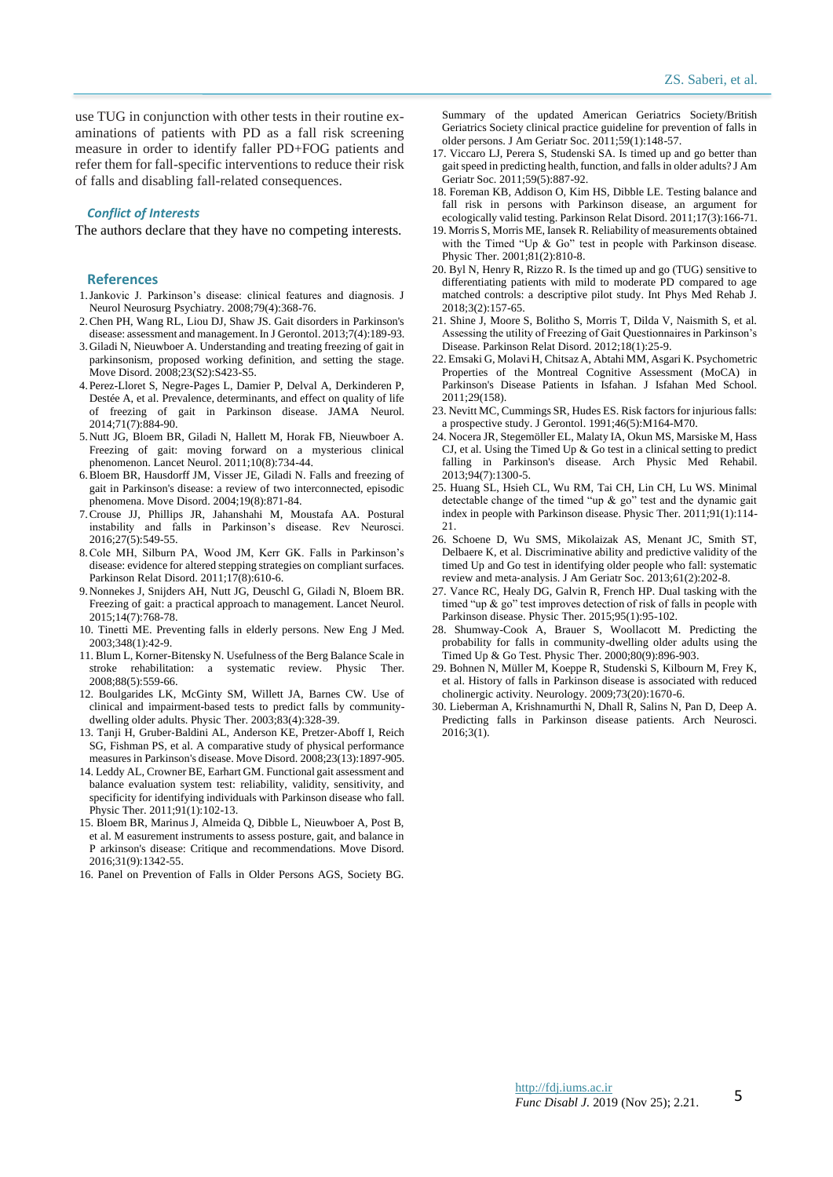use TUG in conjunction with other tests in their routine examinations of patients with PD as a fall risk screening measure in order to identify faller PD+FOG patients and refer them for fall-specific interventions to reduce their risk of falls and disabling fall-related consequences.

## Conflict of Interests

The authors declare that they have no competing interests.

## References

1. Jankovic J. Parkinson's disease: clinical features and diagnosis. J Neurol Neurosurg Psychiatry. 2008;79(4):368-76.
2. Chen PH, Wang RL, Liou DJ, Shaw JS. Gait disorders in Parkinson's disease: assessment and management. In J Gerontol. 2013;7(4):189-93.
3. Giladi N, Nieuwboer A. Understanding and treating freezing of gait in parkinsonism, proposed working definition, and setting the stage. Move Disord. 2008;23(S2):S423-S5.
4. Perez-Lloret S, Negre-Pages L, Damier P, Delval A, Derkinderen P, Destée A, et al. Prevalence, determinants, and effect on quality of life of freezing of gait in Parkinson disease. JAMA Neurol. 2014;71(7):884-90.
5. Nutt JG, Bloem BR, Giladi N, Hallett M, Horak FB, Nieuwboer A. Freezing of gait: moving forward on a mysterious clinical phenomenon. Lancet Neurol. 2011;10(8):734-44.
6. Bloem BR, Hausdorff JM, Visser JE, Giladi N. Falls and freezing of gait in Parkinson's disease: a review of two interconnected, episodic phenomena. Move Disord. 2004;19(8):871-84.
7. Crouse JJ, Phillips JR, Jahanshahi M, Moustafa AA. Postural instability and falls in Parkinson's disease. Rev Neurosci. 2016;27(5):549-55.
8. Cole MH, Silburn PA, Wood JM, Kerr GK. Falls in Parkinson's disease: evidence for altered stepping strategies on compliant surfaces. Parkinson Relat Disord. 2011;17(8):610-6.
9. Nonnekes J, Snijders AH, Nutt JG, Deuschl G, Giladi N, Bloem BR. Freezing of gait: a practical approach to management. Lancet Neurol. 2015;14(7):768-78.
10. Tinetti ME. Preventing falls in elderly persons. New Eng J Med. 2003;348(1):42-9.
11. Blum L, Korner-Bitensky N. Usefulness of the Berg Balance Scale in stroke rehabilitation: a systematic review. Physic Ther. 2008;88(5):559-66.
12. Boulgarides LK, McGinty SM, Willett JA, Barnes CW. Use of clinical and impairment-based tests to predict falls by community-dwelling older adults. Physic Ther. 2003;83(4):328-39.
13. Tanji H, Gruber-Baldini AL, Anderson KE, Pretzer-Aboff I, Reich SG, Fishman PS, et al. A comparative study of physical performance measures in Parkinson's disease. Move Disord. 2008;23(13):1897-905.
14. Leddy AL, Crowner BE, Earhart GM. Functional gait assessment and balance evaluation system test: reliability, validity, sensitivity, and specificity for identifying individuals with Parkinson disease who fall. Physic Ther. 2011;91(1):102-13.
15. Bloem BR, Marinus J, Almeida Q, Dibble L, Nieuwboer A, Post B, et al. M easurement instruments to assess posture, gait, and balance in P arkinson's disease: Critique and recommendations. Move Disord. 2016;31(9):1342-55.
16. Panel on Prevention of Falls in Older Persons AGS, Society BG. Summary of the updated American Geriatrics Society/British Geriatrics Society clinical practice guideline for prevention of falls in older persons. J Am Geriatr Soc. 2011;59(1):148-57.
17. Viccaro LJ, Perera S, Studenski SA. Is timed up and go better than gait speed in predicting health, function, and falls in older adults? J Am Geriatr Soc. 2011;59(5):887-92.
18. Foreman KB, Addison O, Kim HS, Dibble LE. Testing balance and fall risk in persons with Parkinson disease, an argument for ecologically valid testing. Parkinson Relat Disord. 2011;17(3):166-71.
19. Morris S, Morris ME, Iansek R. Reliability of measurements obtained with the Timed "Up & Go" test in people with Parkinson disease. Physic Ther. 2001;81(2):810-8.
20. Byl N, Henry R, Rizzo R. Is the timed up and go (TUG) sensitive to differentiating patients with mild to moderate PD compared to age matched controls: a descriptive pilot study. Int Phys Med Rehab J. 2018;3(2):157-65.
21. Shine J, Moore S, Bolitho S, Morris T, Dilda V, Naismith S, et al. Assessing the utility of Freezing of Gait Questionnaires in Parkinson's Disease. Parkinson Relat Disord. 2012;18(1):25-9.
22. Emsaki G, Molavi H, Chitsaz A, Abtahi MM, Asgari K. Psychometric Properties of the Montreal Cognitive Assessment (MoCA) in Parkinson's Disease Patients in Isfahan. J Isfahan Med School. 2011;29(158).
23. Nevitt MC, Cummings SR, Hudes ES. Risk factors for injurious falls: a prospective study. J Gerontol. 1991;46(5):M164-M70.
24. Nocera JR, Stegemöller EL, Malaty IA, Okun MS, Marsiske M, Hass CJ, et al. Using the Timed Up & Go test in a clinical setting to predict falling in Parkinson's disease. Arch Physic Med Rehabil. 2013;94(7):1300-5.
25. Huang SL, Hsieh CL, Wu RM, Tai CH, Lin CH, Lu WS. Minimal detectable change of the timed "up & go" test and the dynamic gait index in people with Parkinson disease. Physic Ther. 2011;91(1):114-21.
26. Schoene D, Wu SMS, Mikolaizak AS, Menant JC, Smith ST, Delbaere K, et al. Discriminative ability and predictive validity of the timed Up and Go test in identifying older people who fall: systematic review and meta-analysis. J Am Geriatr Soc. 2013;61(2):202-8.
27. Vance RC, Healy DG, Galvin R, French HP. Dual tasking with the timed "up & go" test improves detection of risk of falls in people with Parkinson disease. Physic Ther. 2015;95(1):95-102.
28. Shumway-Cook A, Brauer S, Woollacott M. Predicting the probability for falls in community-dwelling older adults using the Timed Up & Go Test. Physic Ther. 2000;80(9):896-903.
29. Bohnen N, Müller M, Koeppe R, Studenski S, Kilbourn M, Frey K, et al. History of falls in Parkinson disease is associated with reduced cholinergic activity. Neurology. 2009;73(20):1670-6.
30. Lieberman A, Krishnamurthi N, Dhall R, Salins N, Pan D, Deep A. Predicting falls in Parkinson disease patients. Arch Neurosci. 2016;3(1).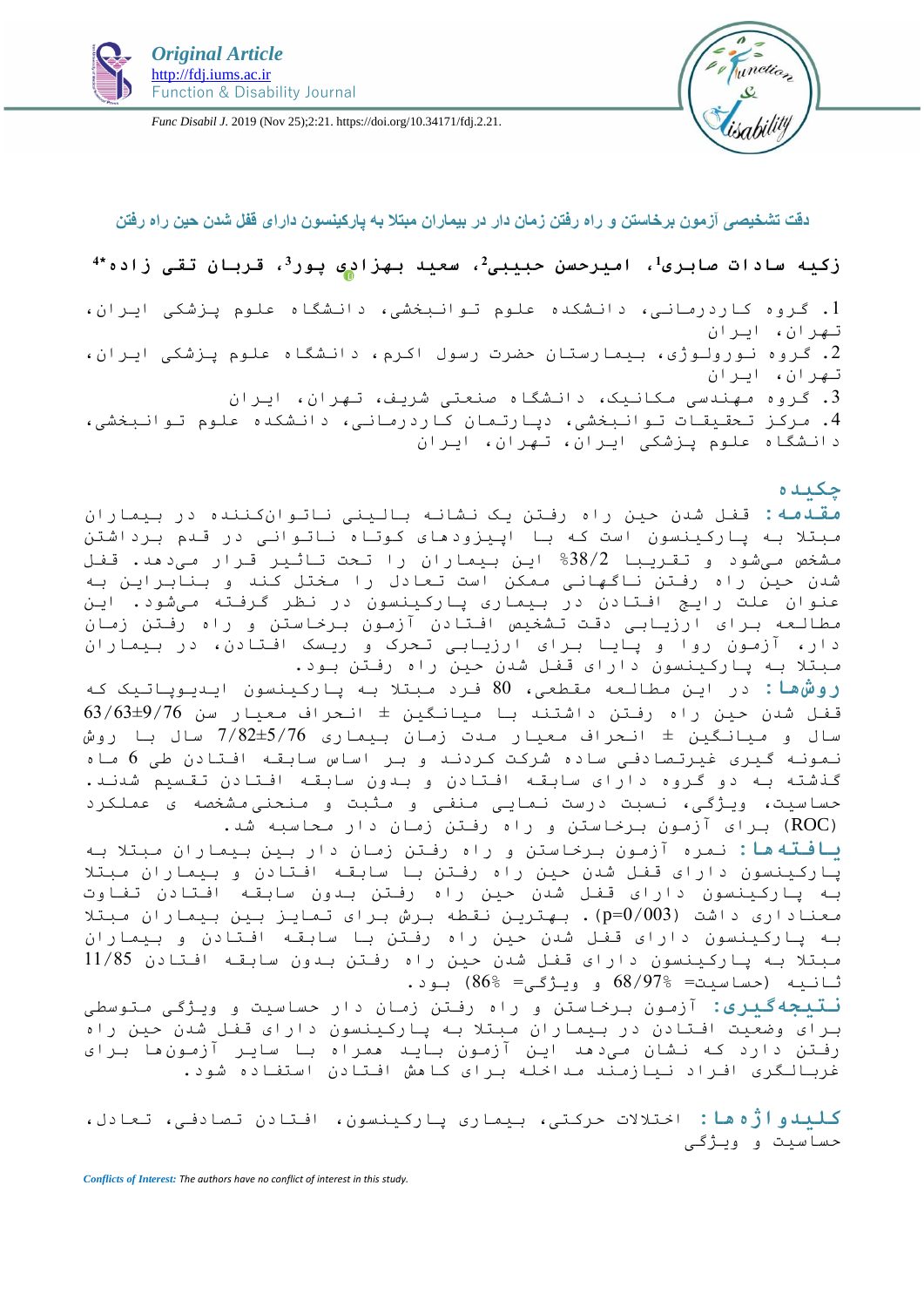**Original Article**
http://fdj.iums.ac.ir
Function & Disability Journal

*Func Disabil J.* 2019 (Nov 25);2:21. https://doi.org/10.34171/fdj.2.21.

## دقت تشخیصی آزمون برخاستن و راه رفتن زمان دار در بیماران مبتلا به پارکینسون دارای قفل شدن حین راه رفتن

**زکیه سادات صابری[1]، امیرحسن حبیبی[2]، سعید بهزادی پور[3]، قربان تقی زاده[4]***

1. گروه کاردرمانی، دانشکده علوم توانبخشی، دانشگاه علوم پزشکی ایران، تهران، ایران
2. گروه نورولوژی، بیمارستان حضرت رسول اکرم، دانشگاه علوم پزشکی ایران، تهران، ایران
3. گروه مهندسی مکانیک، دانشگاه صنعتی شریف، تهران، ایران
4. مرکز تحقیقات توانبخشی، دپارتمان کاردرمانی، دانشکده علوم توانبخشی، دانشگاه علوم پزشکی ایران، تهران، ایران

### چکیده

**مقدمه:** قفل شدن حین راه رفتن یک نشانه بالینی ناتوان‌کننده در بیماران مبتلا به پارکینسون است که با اپیزودهای کوتاه ناتوانی در قدم برداشتن مشخص می‌شود و تقریبا 38/2% این بیماران را تحت تاثیر قرار می‌دهد. قفل شدن حین راه رفتن ناگهانی ممکن است تعادل را مختل کند و بنابراین به عنوان علت رایج افتادن در بیماری پارکینسون در نظر گرفته می‌شود. این مطالعه برای ارزیابی دقت تشخیص افتادن آزمون برخاستن و راه رفتن زمان دار، آزمون روا و پایا برای ارزیابی تحرک و ریسک افتادن، در بیماران مبتلا به پارکینسون دارای قفل شدن حین راه رفتن بود.

**روش‌ها:** در این مطالعه مقطعی، 80 فرد مبتلا به پارکینسون ایدیوپاتیک که قفل شدن حین راه رفتن داشتند با میانگین ± انحراف معیار سن 63/63±9/76 سال و میانگین ± انحراف معیار مدت زمان بیماری 7/82±5/76 سال با روش نمونه گیری غیرتصادفی ساده شرکت کردند و بر اساس سابقه افتادن طی 6 ماه گذشته به دو گروه دارای سابقه افتادن و بدون سابقه افتادن تقسیم شدند. حساسیت، ویژگی، نسبت درست نمایی منفی و مثبت و منحنی‌مشخصه ی عملکرد (ROC) برای آزمون برخاستن و راه رفتن زمان دار محاسبه شد.

**یافته‌ها:** نمره آزمون برخاستن و راه رفتن زمان دار بین بیماران مبتلا به پارکینسون دارای قفل شدن حین راه رفتن با سابقه افتادن و بیماران مبتلا به پارکینسون دارای قفل شدن حین راه رفتن بدون سابقه افتادن تفاوت معناداری داشت (p=0/003). بهترین نقطه برش برای تمایز بین بیماران مبتلا به پارکینسون دارای قفل شدن حین راه رفتن با سابقه افتادن و بیماران مبتلا به پارکینسون دارای قفل شدن حین راه رفتن بدون سابقه افتادن 11/85 ثانیه (حساسیت= 68/97% و ویژگی= 86%) بود.

**نتیجه‌گیری:** آزمون برخاستن و راه رفتن زمان دار حساسیت و ویژگی متوسطی برای وضعیت افتادن در بیماران مبتلا به پارکینسون دارای قفل شدن حین راه رفتن دارد که نشان می‌دهد این آزمون باید همراه با سایر آزمون‌ها برای غربالگری افراد نیازمند مداخله برای کاهش افتادن استفاده شود.

**کلیدواژه‌ها:** اختلالات حرکتی، بیماری پارکینسون، افتادن تصادفی، تعادل، حساسیت و ویژگی

*Conflicts of Interest:* The authors have no conflict of interest in this study.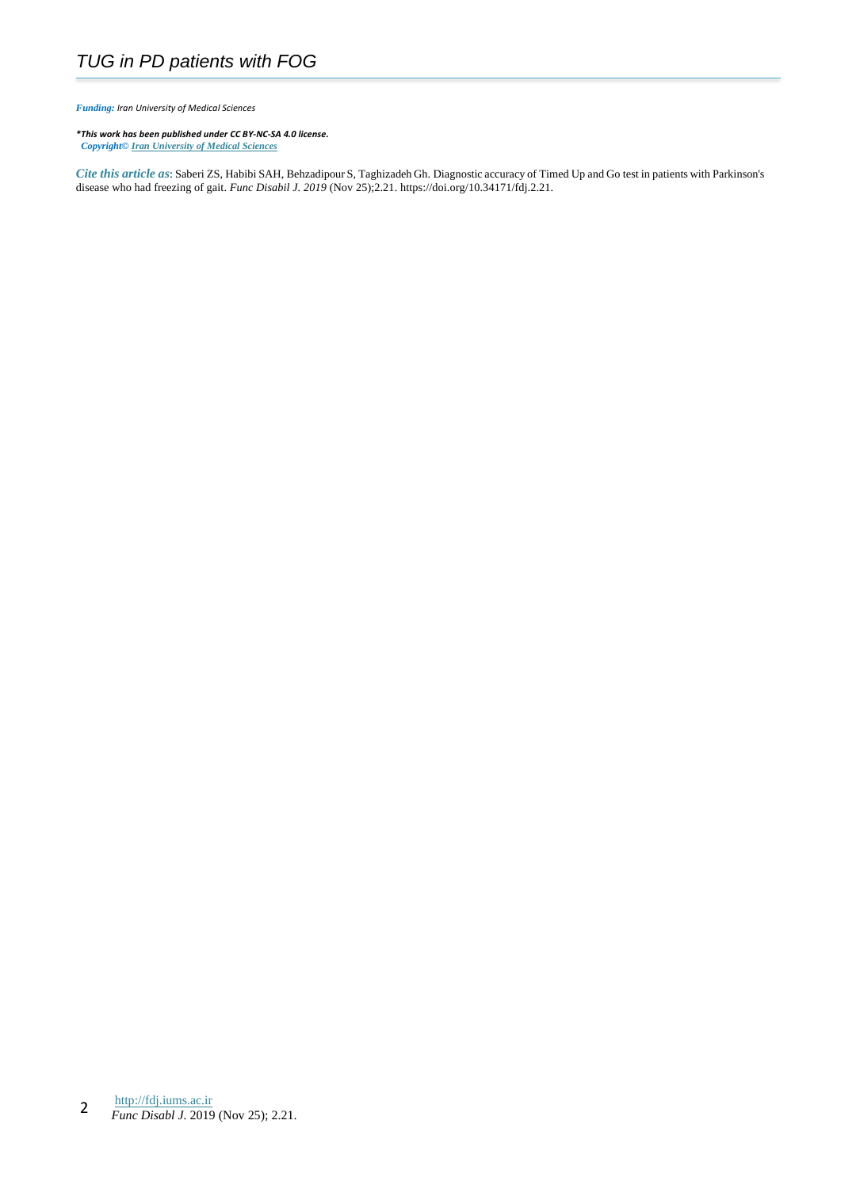***Funding:*** *Iran University of Medical Sciences*

***\*This work has been published under CC BY-NC-SA 4.0 license.***
***Copyright© [Iran University of Medical Sciences](#)***

***Cite this article as***: Saberi ZS, Habibi SAH, Behzadipour S, Taghizadeh Gh. Diagnostic accuracy of Timed Up and Go test in patients with Parkinson's disease who had freezing of gait. *Func Disabil J. 2019* (Nov 25);2.21. https://doi.org/10.34171/fdj.2.21.